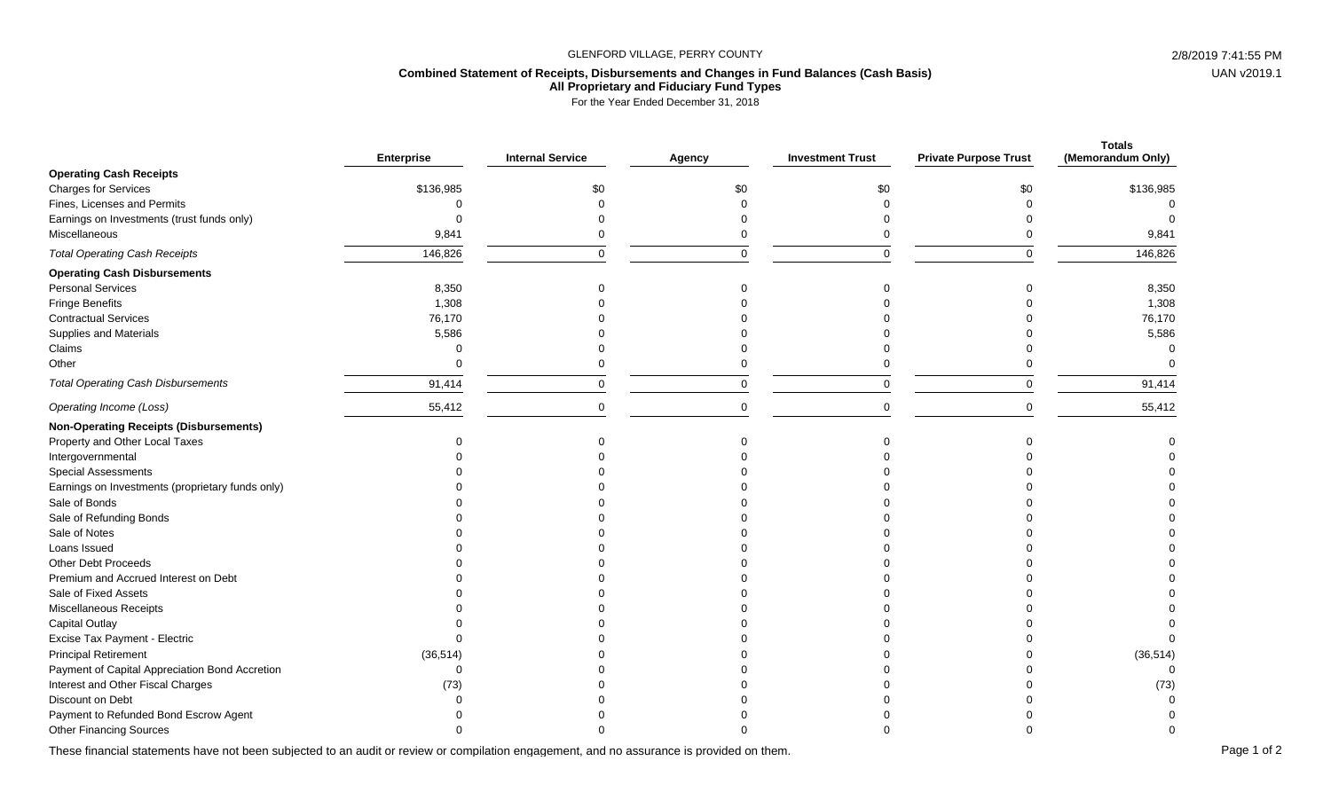GLENFORD VILLAGE, PERRY COUNTY

## Combined Statement of Receipts, Disbursements and Changes in Fund Balances (Cash Basis)
### All Proprietary and Fiduciary Fund Types
For the Year Ended December 31, 2018

| | Enterprise | Internal Service | Agency | Investment Trust | Private Purpose Trust | Totals (Memorandum Only) |
|---|---|---|---|---|---|---|
| **Operating Cash Receipts** | | | | | | |
| Charges for Services | $136,985 | $0 | $0 | $0 | $0 | $136,985 |
| Fines, Licenses and Permits | 0 | 0 | 0 | 0 | 0 | 0 |
| Earnings on Investments (trust funds only) | 0 | 0 | 0 | 0 | 0 | 0 |
| Miscellaneous | 9,841 | 0 | 0 | 0 | 0 | 9,841 |
| *Total Operating Cash Receipts* | 146,826 | 0 | 0 | 0 | 0 | 146,826 |
| **Operating Cash Disbursements** | | | | | | |
| Personal Services | 8,350 | 0 | 0 | 0 | 0 | 8,350 |
| Fringe Benefits | 1,308 | 0 | 0 | 0 | 0 | 1,308 |
| Contractual Services | 76,170 | 0 | 0 | 0 | 0 | 76,170 |
| Supplies and Materials | 5,586 | 0 | 0 | 0 | 0 | 5,586 |
| Claims | 0 | 0 | 0 | 0 | 0 | 0 |
| Other | 0 | 0 | 0 | 0 | 0 | 0 |
| *Total Operating Cash Disbursements* | 91,414 | 0 | 0 | 0 | 0 | 91,414 |
| *Operating Income (Loss)* | 55,412 | 0 | 0 | 0 | 0 | 55,412 |
| **Non-Operating Receipts (Disbursements)** | | | | | | |
| Property and Other Local Taxes | 0 | 0 | 0 | 0 | 0 | 0 |
| Intergovernmental | 0 | 0 | 0 | 0 | 0 | 0 |
| Special Assessments | 0 | 0 | 0 | 0 | 0 | 0 |
| Earnings on Investments (proprietary funds only) | 0 | 0 | 0 | 0 | 0 | 0 |
| Sale of Bonds | 0 | 0 | 0 | 0 | 0 | 0 |
| Sale of Refunding Bonds | 0 | 0 | 0 | 0 | 0 | 0 |
| Sale of Notes | 0 | 0 | 0 | 0 | 0 | 0 |
| Loans Issued | 0 | 0 | 0 | 0 | 0 | 0 |
| Other Debt Proceeds | 0 | 0 | 0 | 0 | 0 | 0 |
| Premium and Accrued Interest on Debt | 0 | 0 | 0 | 0 | 0 | 0 |
| Sale of Fixed Assets | 0 | 0 | 0 | 0 | 0 | 0 |
| Miscellaneous Receipts | 0 | 0 | 0 | 0 | 0 | 0 |
| Capital Outlay | 0 | 0 | 0 | 0 | 0 | 0 |
| Excise Tax Payment - Electric | 0 | 0 | 0 | 0 | 0 | 0 |
| Principal Retirement | (36,514) | 0 | 0 | 0 | 0 | (36,514) |
| Payment of Capital Appreciation Bond Accretion | 0 | 0 | 0 | 0 | 0 | 0 |
| Interest and Other Fiscal Charges | (73) | 0 | 0 | 0 | 0 | (73) |
| Discount on Debt | 0 | 0 | 0 | 0 | 0 | 0 |
| Payment to Refunded Bond Escrow Agent | 0 | 0 | 0 | 0 | 0 | 0 |
| Other Financing Sources | 0 | 0 | 0 | 0 | 0 | 0 |

These financial statements have not been subjected to an audit or review or compilation engagement, and no assurance is provided on them.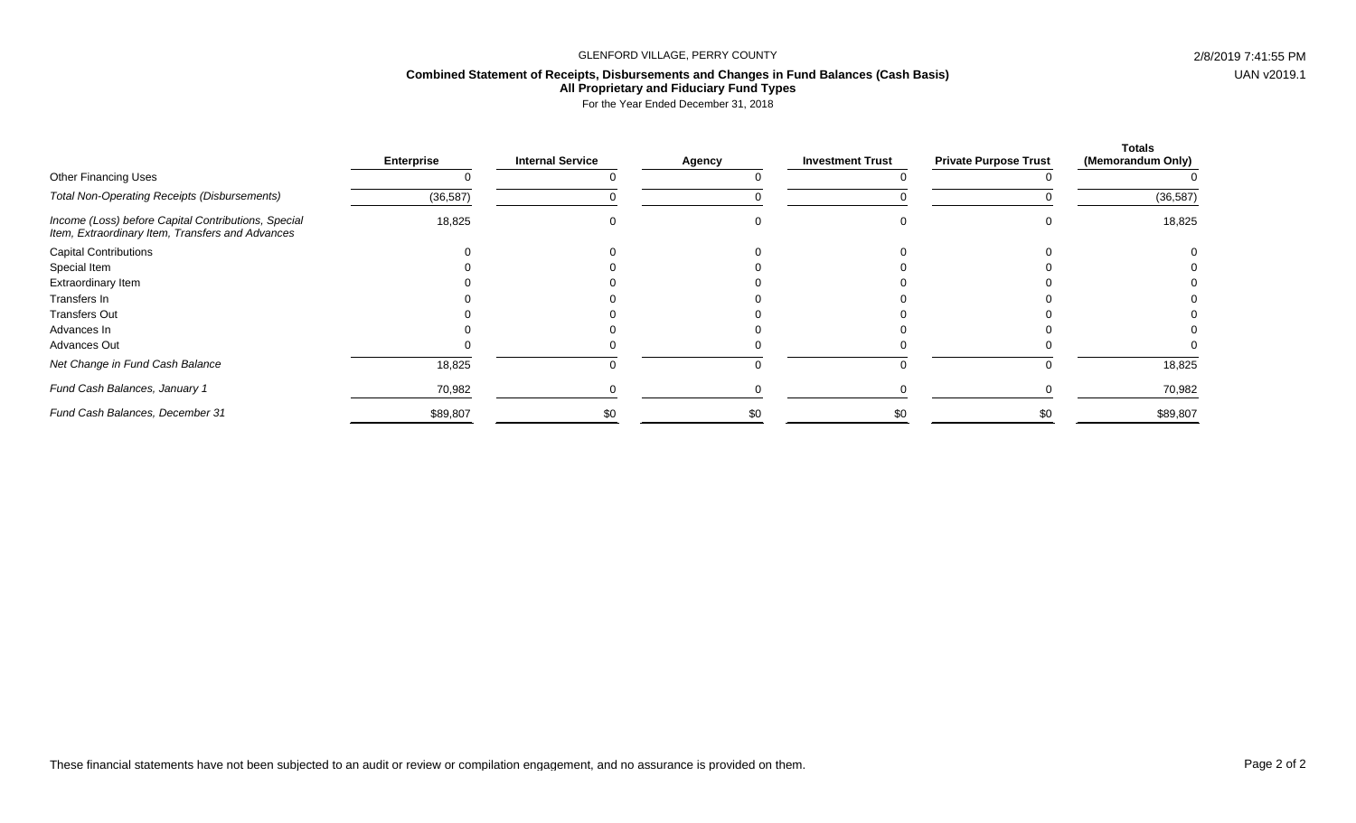GLENFORD VILLAGE, PERRY COUNTY

**Combined Statement of Receipts, Disbursements and Changes in Fund Balances (Cash Basis)**
**All Proprietary and Fiduciary Fund Types**
For the Year Ended December 31, 2018

2/8/2019 7:41:55 PM
UAN v2019.1

| | Enterprise | Internal Service | Agency | Investment Trust | Private Purpose Trust | Totals (Memorandum Only) |
|---|---|---|---|---|---|---|
| Other Financing Uses | 0 | 0 | 0 | 0 | 0 | 0 |
| *Total Non-Operating Receipts (Disbursements)* | (36,587) | 0 | 0 | 0 | 0 | (36,587) |
| *Income (Loss) before Capital Contributions, Special Item, Extraordinary Item, Transfers and Advances* | 18,825 | 0 | 0 | 0 | 0 | 18,825 |
| Capital Contributions | 0 | 0 | 0 | 0 | 0 | 0 |
| Special Item | 0 | 0 | 0 | 0 | 0 | 0 |
| Extraordinary Item | 0 | 0 | 0 | 0 | 0 | 0 |
| Transfers In | 0 | 0 | 0 | 0 | 0 | 0 |
| Transfers Out | 0 | 0 | 0 | 0 | 0 | 0 |
| Advances In | 0 | 0 | 0 | 0 | 0 | 0 |
| Advances Out | 0 | 0 | 0 | 0 | 0 | 0 |
| *Net Change in Fund Cash Balance* | 18,825 | 0 | 0 | 0 | 0 | 18,825 |
| *Fund Cash Balances, January 1* | 70,982 | 0 | 0 | 0 | 0 | 70,982 |
| *Fund Cash Balances, December 31* | $89,807 | $0 | $0 | $0 | $0 | $89,807 |

These financial statements have not been subjected to an audit or review or compilation engagement, and no assurance is provided on them.